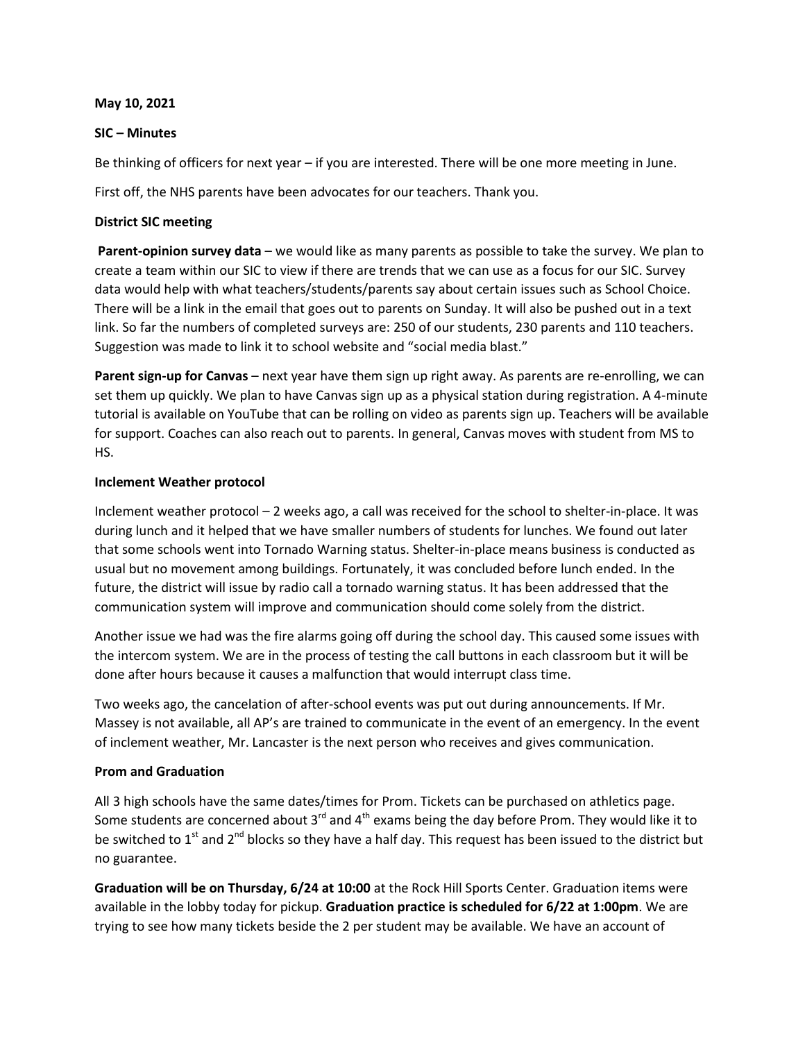**May 10, 2021**

**SIC – Minutes**

Be thinking of officers for next year – if you are interested. There will be one more meeting in June.

First off, the NHS parents have been advocates for our teachers. Thank you.

**District SIC meeting**

**Parent-opinion survey data** – we would like as many parents as possible to take the survey. We plan to create a team within our SIC to view if there are trends that we can use as a focus for our SIC. Survey data would help with what teachers/students/parents say about certain issues such as School Choice. There will be a link in the email that goes out to parents on Sunday. It will also be pushed out in a text link. So far the numbers of completed surveys are: 250 of our students, 230 parents and 110 teachers. Suggestion was made to link it to school website and "social media blast."

**Parent sign-up for Canvas** – next year have them sign up right away. As parents are re-enrolling, we can set them up quickly. We plan to have Canvas sign up as a physical station during registration. A 4-minute tutorial is available on YouTube that can be rolling on video as parents sign up. Teachers will be available for support. Coaches can also reach out to parents. In general, Canvas moves with student from MS to HS.

**Inclement Weather protocol**

Inclement weather protocol – 2 weeks ago, a call was received for the school to shelter-in-place. It was during lunch and it helped that we have smaller numbers of students for lunches. We found out later that some schools went into Tornado Warning status. Shelter-in-place means business is conducted as usual but no movement among buildings. Fortunately, it was concluded before lunch ended. In the future, the district will issue by radio call a tornado warning status. It has been addressed that the communication system will improve and communication should come solely from the district.

Another issue we had was the fire alarms going off during the school day. This caused some issues with the intercom system. We are in the process of testing the call buttons in each classroom but it will be done after hours because it causes a malfunction that would interrupt class time.

Two weeks ago, the cancelation of after-school events was put out during announcements. If Mr. Massey is not available, all AP's are trained to communicate in the event of an emergency. In the event of inclement weather, Mr. Lancaster is the next person who receives and gives communication.

**Prom and Graduation**

All 3 high schools have the same dates/times for Prom. Tickets can be purchased on athletics page. Some students are concerned about 3rd and 4th exams being the day before Prom. They would like it to be switched to 1st and 2nd blocks so they have a half day. This request has been issued to the district but no guarantee.

**Graduation will be on Thursday, 6/24 at 10:00** at the Rock Hill Sports Center. Graduation items were available in the lobby today for pickup. **Graduation practice is scheduled for 6/22 at 1:00pm**. We are trying to see how many tickets beside the 2 per student may be available. We have an account of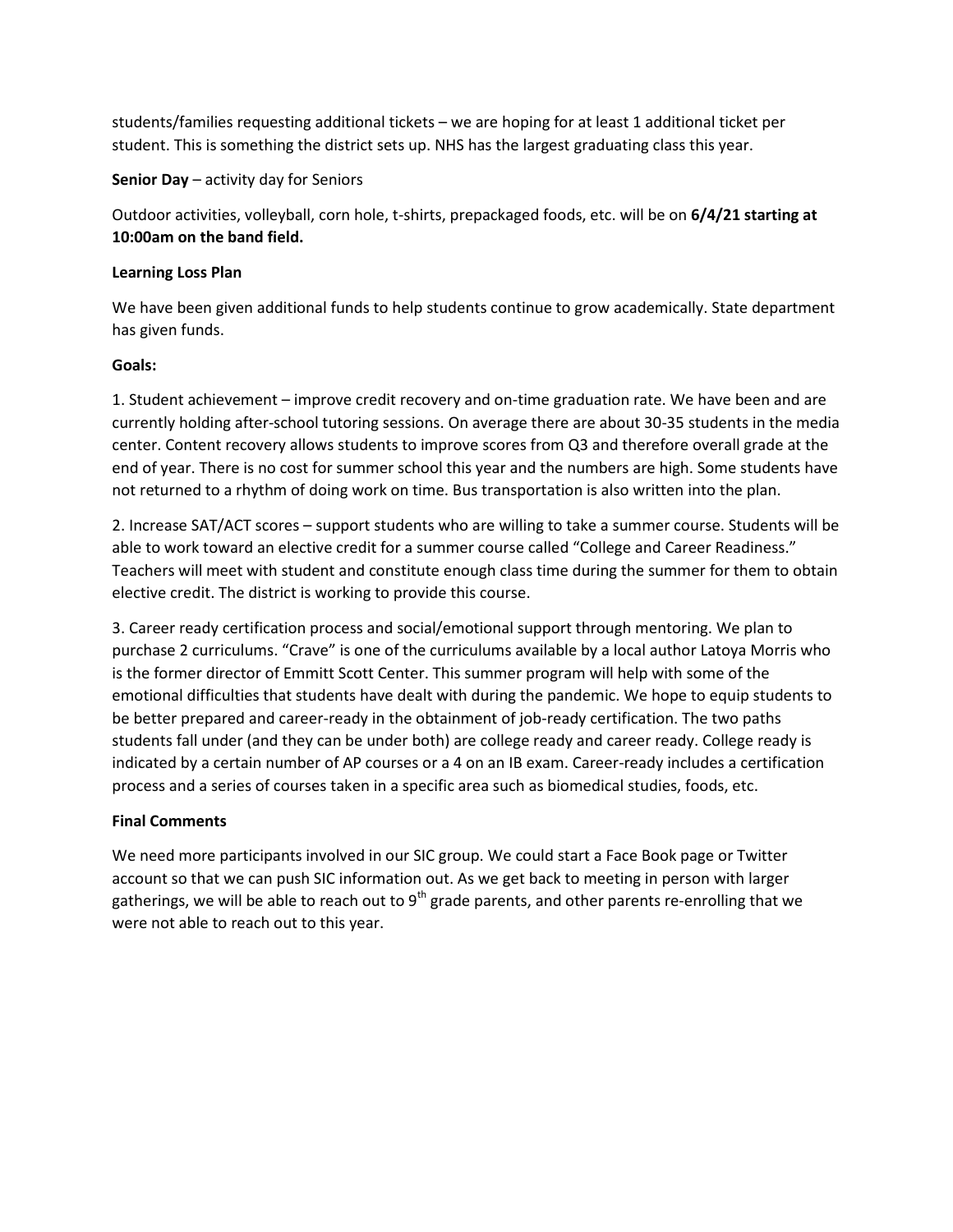students/families requesting additional tickets – we are hoping for at least 1 additional ticket per student. This is something the district sets up. NHS has the largest graduating class this year.

**Senior Day** – activity day for Seniors

Outdoor activities, volleyball, corn hole, t-shirts, prepackaged foods, etc. will be on **6/4/21 starting at 10:00am on the band field.**

**Learning Loss Plan**

We have been given additional funds to help students continue to grow academically. State department has given funds.

**Goals:**

1. Student achievement – improve credit recovery and on-time graduation rate. We have been and are currently holding after-school tutoring sessions. On average there are about 30-35 students in the media center. Content recovery allows students to improve scores from Q3 and therefore overall grade at the end of year. There is no cost for summer school this year and the numbers are high. Some students have not returned to a rhythm of doing work on time. Bus transportation is also written into the plan.

2. Increase SAT/ACT scores – support students who are willing to take a summer course. Students will be able to work toward an elective credit for a summer course called "College and Career Readiness." Teachers will meet with student and constitute enough class time during the summer for them to obtain elective credit. The district is working to provide this course.

3. Career ready certification process and social/emotional support through mentoring. We plan to purchase 2 curriculums. "Crave" is one of the curriculums available by a local author Latoya Morris who is the former director of Emmitt Scott Center. This summer program will help with some of the emotional difficulties that students have dealt with during the pandemic. We hope to equip students to be better prepared and career-ready in the obtainment of job-ready certification. The two paths students fall under (and they can be under both) are college ready and career ready. College ready is indicated by a certain number of AP courses or a 4 on an IB exam. Career-ready includes a certification process and a series of courses taken in a specific area such as biomedical studies, foods, etc.

**Final Comments**

We need more participants involved in our SIC group. We could start a Face Book page or Twitter account so that we can push SIC information out. As we get back to meeting in person with larger gatherings, we will be able to reach out to 9th grade parents, and other parents re-enrolling that we were not able to reach out to this year.